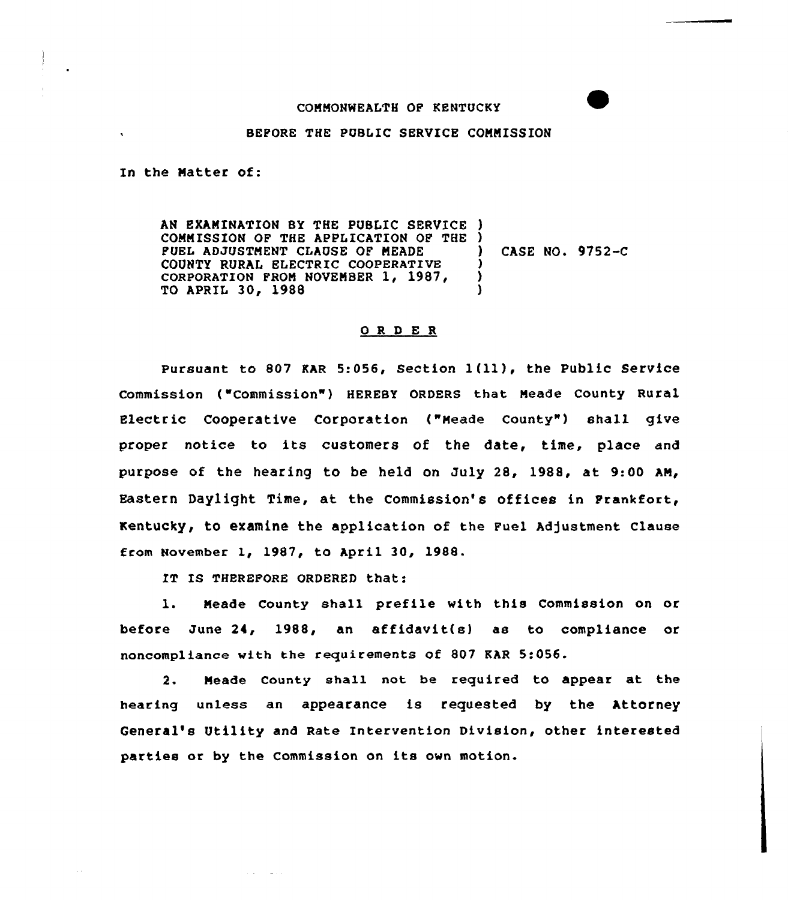COMMONWEALTH OF KENTUCKY

BEFORE THE PUBLIC SERVICE COMMISSION

In the Matter of:

AN EXAMINATION BY THE PUBLIC SERVICE COMMISSION OF THE APPLICATION OF THE FUEL ADJUSTMENT CLAUSE OF MEADE COUNTY RURAL ELECTRIC COOPERATIVE CORPORATION FROM NOVEMBER 1, 1987, TO APRIL 30, 1988 ) CASE NO. 9752-C

## O R D E R

Pursuant to 807 KAR 5:056, Section 1(11), the Public Service Commission ("Commission") HEREBY ORDERS that Meade County Rural Electric Cooperative Corporation ("Meade County") shall give proper notice to its customers of the date, time, place and purpose of the hearing to be held on July 28, 1988, at 9:00 AM, Eastern Daylight Time, at the Commission's offices in Frankfort, Kentucky, to examine the application of the Fuel Adjustment Clause from November 1, 1987, to April 30, 1988.

IT IS THEREFORE ORDERED that:

1. Meade County shall prefile with this Commission on or before June 24, 1988, an affidavit(s) as to compliance or noncompliance with the requirements of 807 KAR 5:056.

2. Meade County shall not be required to appear at the hearing unless an appearance is requested by the Attorney General's Utility and Rate Intervention Division, other interested parties or by the Commission on its own motion.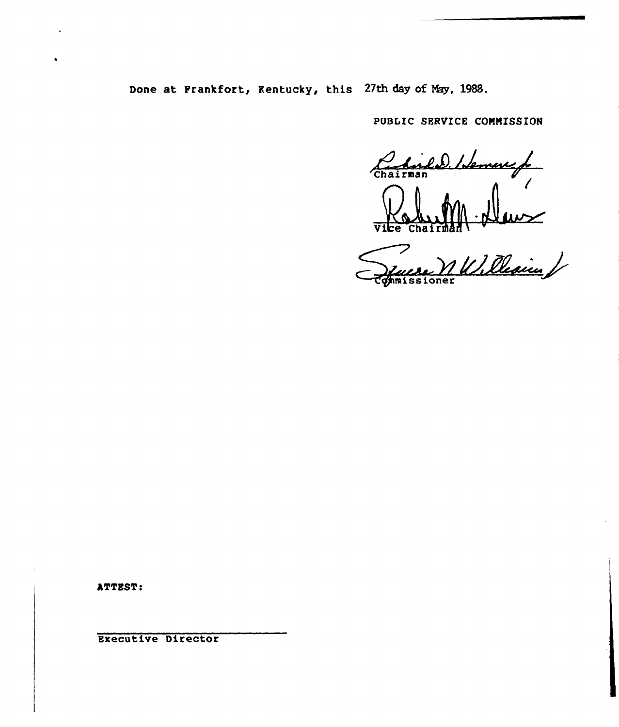Done at Frankfort, Kentucky, this 27th day of May, 1988.

PUBLIC SERVICE COMMISSION

Chairman

Vice Chairman

Commissioner

ATTEST:

Executive Director